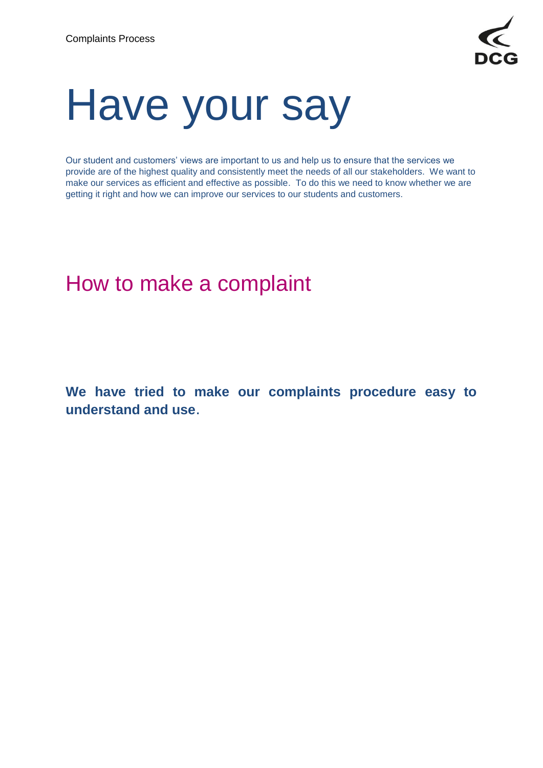# Have your say

Our student and customers' views are important to us and help us to ensure that the services we provide are of the highest quality and consistently meet the needs of all our stakeholders. We want to make our services as efficient and effective as possible. To do this we need to know whether we are getting it right and how we can improve our services to our students and customers.

## How to make a complaint

**We have tried to make our complaints procedure easy to understand and use.**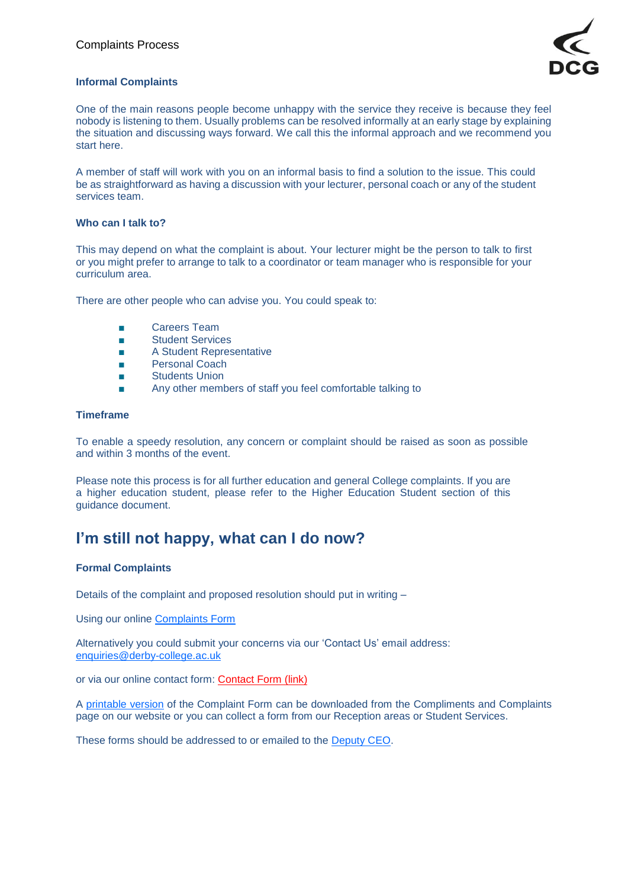### Informal Complaints

One of the main reasons people become unhappy with the service they receive is because they feel nobody is listening to them. Usually problems can be resolved informally at an early stage by explaining the situation and discussing ways forward. We call this the informal approach and we recommend you start here.

A member of staff will work with you on an informal basis to find a solution to the issue. This could be as straightforward as having a discussion with your lecturer, personal coach or any of the student services team.

### Who can I talk to?

This may depend on what the complaint is about. Your lecturer might be the person to talk to first or you might prefer to arrange to talk to a coordinator or team manager who is responsible for your curriculum area.

There are other people who can advise you. You could speak to:

- Careers Team
- Student Services
- A Student Representative
- Personal Coach
- Students Union
- Any other members of staff you feel comfortable talking to

### Timeframe

To enable a speedy resolution, any concern or complaint should be raised as soon as possible and within 3 months of the event.

Please note this process is for all further education and general College complaints. If you are a higher education student, please refer to the Higher Education Student section of this guidance document.

## I'm still not happy, what can I do now?

### Formal Complaints

Details of the complaint and proposed resolution should put in writing –

Using our online [Complaints Form]

Alternatively you could submit your concerns via our 'Contact Us' email address: enquiries@derby-college.ac.uk

or via our online contact form: [Contact Form (link)]

A [printable version] of the Complaint Form can be downloaded from the Compliments and Complaints page on our website or you can collect a form from our Reception areas or Student Services.

These forms should be addressed to or emailed to the [Deputy CEO].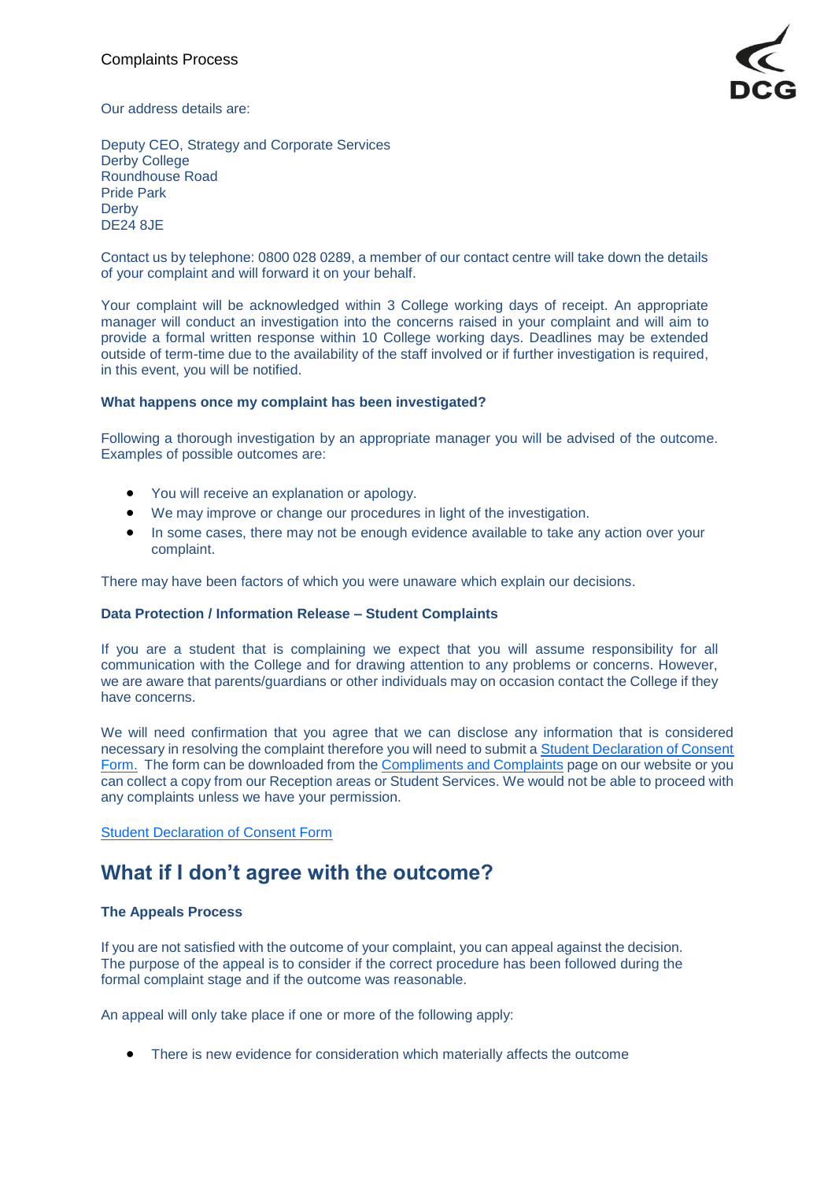Our address details are:

Deputy CEO, Strategy and Corporate Services
Derby College
Roundhouse Road
Pride Park
Derby
DE24 8JE

Contact us by telephone: 0800 028 0289, a member of our contact centre will take down the details of your complaint and will forward it on your behalf.

Your complaint will be acknowledged within 3 College working days of receipt. An appropriate manager will conduct an investigation into the concerns raised in your complaint and will aim to provide a formal written response within 10 College working days. Deadlines may be extended outside of term-time due to the availability of the staff involved or if further investigation is required, in this event, you will be notified.

**What happens once my complaint has been investigated?**

Following a thorough investigation by an appropriate manager you will be advised of the outcome. Examples of possible outcomes are:

- You will receive an explanation or apology.
- We may improve or change our procedures in light of the investigation.
- In some cases, there may not be enough evidence available to take any action over your complaint.

There may have been factors of which you were unaware which explain our decisions.

**Data Protection / Information Release – Student Complaints**

If you are a student that is complaining we expect that you will assume responsibility for all communication with the College and for drawing attention to any problems or concerns. However, we are aware that parents/guardians or other individuals may on occasion contact the College if they have concerns.

We will need confirmation that you agree that we can disclose any information that is considered necessary in resolving the complaint therefore you will need to submit a Student Declaration of Consent Form. The form can be downloaded from the Compliments and Complaints page on our website or you can collect a copy from our Reception areas or Student Services. We would not be able to proceed with any complaints unless we have your permission.

Student Declaration of Consent Form

## What if I don't agree with the outcome?

**The Appeals Process**

If you are not satisfied with the outcome of your complaint, you can appeal against the decision. The purpose of the appeal is to consider if the correct procedure has been followed during the formal complaint stage and if the outcome was reasonable.

An appeal will only take place if one or more of the following apply:

- There is new evidence for consideration which materially affects the outcome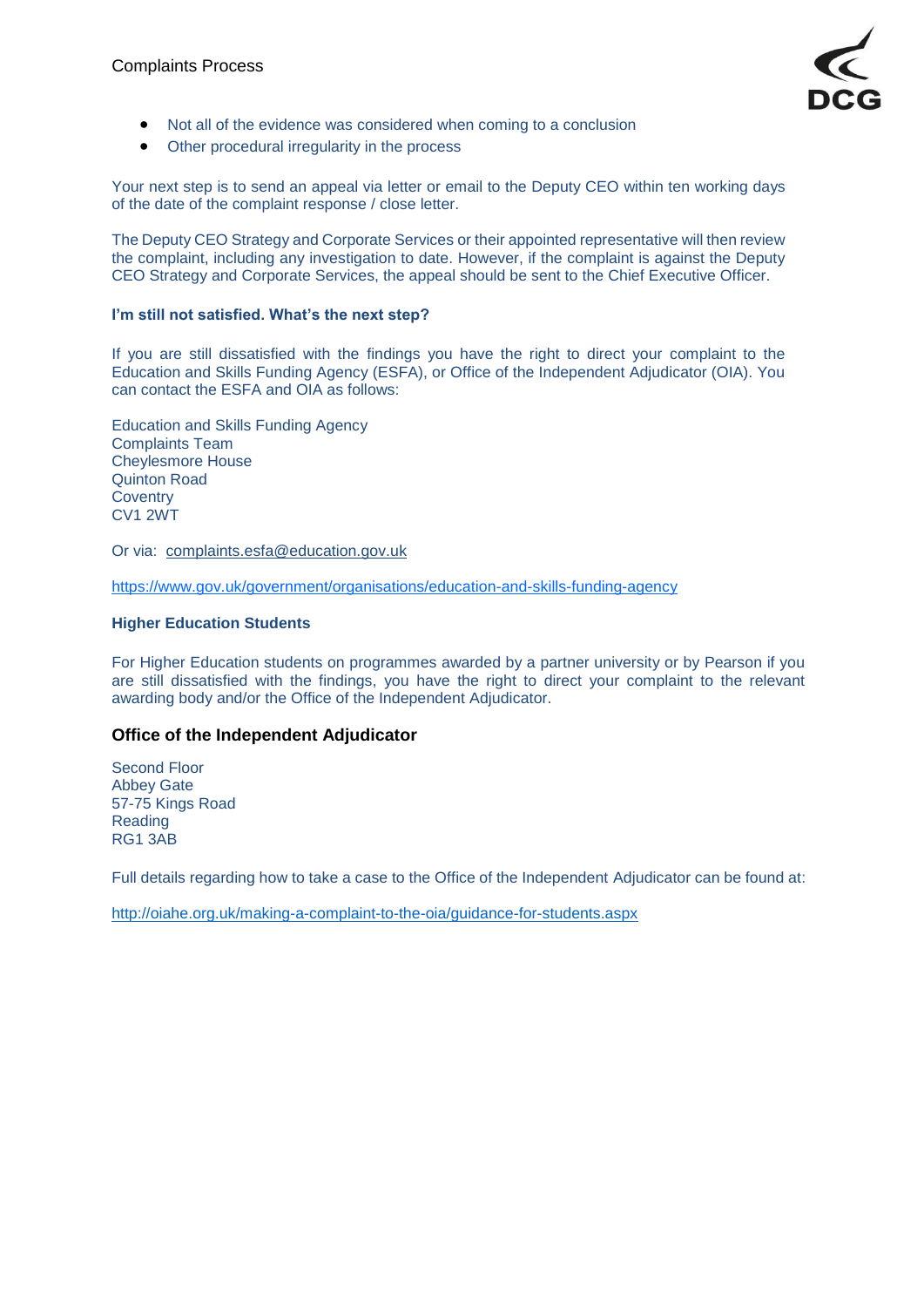- Not all of the evidence was considered when coming to a conclusion
- Other procedural irregularity in the process

Your next step is to send an appeal via letter or email to the Deputy CEO within ten working days of the date of the complaint response / close letter.

The Deputy CEO Strategy and Corporate Services or their appointed representative will then review the complaint, including any investigation to date. However, if the complaint is against the Deputy CEO Strategy and Corporate Services, the appeal should be sent to the Chief Executive Officer.

**I'm still not satisfied. What's the next step?**

If you are still dissatisfied with the findings you have the right to direct your complaint to the Education and Skills Funding Agency (ESFA), or Office of the Independent Adjudicator (OIA). You can contact the ESFA and OIA as follows:

Education and Skills Funding Agency
Complaints Team
Cheylesmore House
Quinton Road
Coventry
CV1 2WT

Or via: complaints.esfa@education.gov.uk

https://www.gov.uk/government/organisations/education-and-skills-funding-agency

**Higher Education Students**

For Higher Education students on programmes awarded by a partner university or by Pearson if you are still dissatisfied with the findings, you have the right to direct your complaint to the relevant awarding body and/or the Office of the Independent Adjudicator.

### Office of the Independent Adjudicator

Second Floor
Abbey Gate
57-75 Kings Road
Reading
RG1 3AB

Full details regarding how to take a case to the Office of the Independent Adjudicator can be found at:

http://oiahe.org.uk/making-a-complaint-to-the-oia/guidance-for-students.aspx